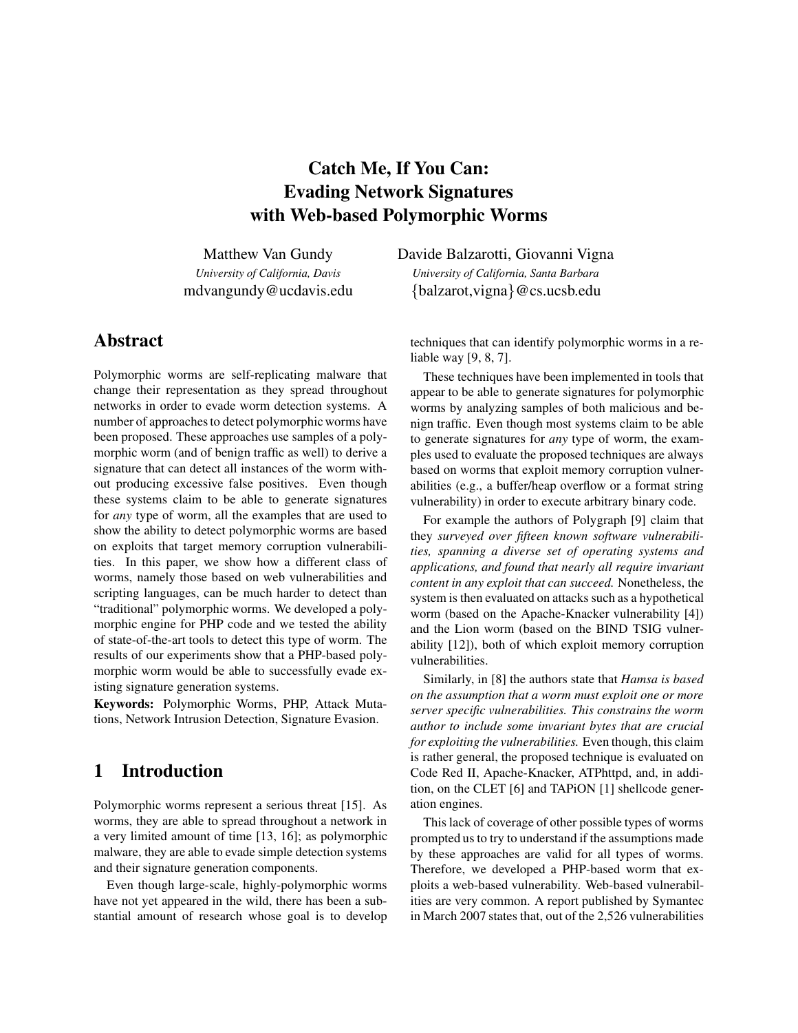# Catch Me, If You Can: Evading Network Signatures with Web-based Polymorphic Worms

Matthew Van Gundy
*University of California, Davis*
mdvangundy@ucdavis.edu

Davide Balzarotti, Giovanni Vigna
*University of California, Santa Barbara*
{balzarot,vigna}@cs.ucsb.edu

## Abstract

Polymorphic worms are self-replicating malware that change their representation as they spread throughout networks in order to evade worm detection systems. A number of approaches to detect polymorphic worms have been proposed. These approaches use samples of a polymorphic worm (and of benign traffic as well) to derive a signature that can detect all instances of the worm without producing excessive false positives. Even though these systems claim to be able to generate signatures for *any* type of worm, all the examples that are used to show the ability to detect polymorphic worms are based on exploits that target memory corruption vulnerabilities. In this paper, we show how a different class of worms, namely those based on web vulnerabilities and scripting languages, can be much harder to detect than "traditional" polymorphic worms. We developed a polymorphic engine for PHP code and we tested the ability of state-of-the-art tools to detect this type of worm. The results of our experiments show that a PHP-based polymorphic worm would be able to successfully evade existing signature generation systems.

**Keywords:** Polymorphic Worms, PHP, Attack Mutations, Network Intrusion Detection, Signature Evasion.

## 1 Introduction

Polymorphic worms represent a serious threat [15]. As worms, they are able to spread throughout a network in a very limited amount of time [13, 16]; as polymorphic malware, they are able to evade simple detection systems and their signature generation components.

Even though large-scale, highly-polymorphic worms have not yet appeared in the wild, there has been a substantial amount of research whose goal is to develop techniques that can identify polymorphic worms in a reliable way [9, 8, 7].

These techniques have been implemented in tools that appear to be able to generate signatures for polymorphic worms by analyzing samples of both malicious and benign traffic. Even though most systems claim to be able to generate signatures for *any* type of worm, the examples used to evaluate the proposed techniques are always based on worms that exploit memory corruption vulnerabilities (e.g., a buffer/heap overflow or a format string vulnerability) in order to execute arbitrary binary code.

For example the authors of Polygraph [9] claim that they *surveyed over fifteen known software vulnerabilities, spanning a diverse set of operating systems and applications, and found that nearly all require invariant content in any exploit that can succeed.* Nonetheless, the system is then evaluated on attacks such as a hypothetical worm (based on the Apache-Knacker vulnerability [4]) and the Lion worm (based on the BIND TSIG vulnerability [12]), both of which exploit memory corruption vulnerabilities.

Similarly, in [8] the authors state that *Hamsa is based on the assumption that a worm must exploit one or more server specific vulnerabilities. This constrains the worm author to include some invariant bytes that are crucial for exploiting the vulnerabilities.* Even though, this claim is rather general, the proposed technique is evaluated on Code Red II, Apache-Knacker, ATPhttpd, and, in addition, on the CLET [6] and TAPiON [1] shellcode generation engines.

This lack of coverage of other possible types of worms prompted us to try to understand if the assumptions made by these approaches are valid for all types of worms. Therefore, we developed a PHP-based worm that exploits a web-based vulnerability. Web-based vulnerabilities are very common. A report published by Symantec in March 2007 states that, out of the 2,526 vulnerabilities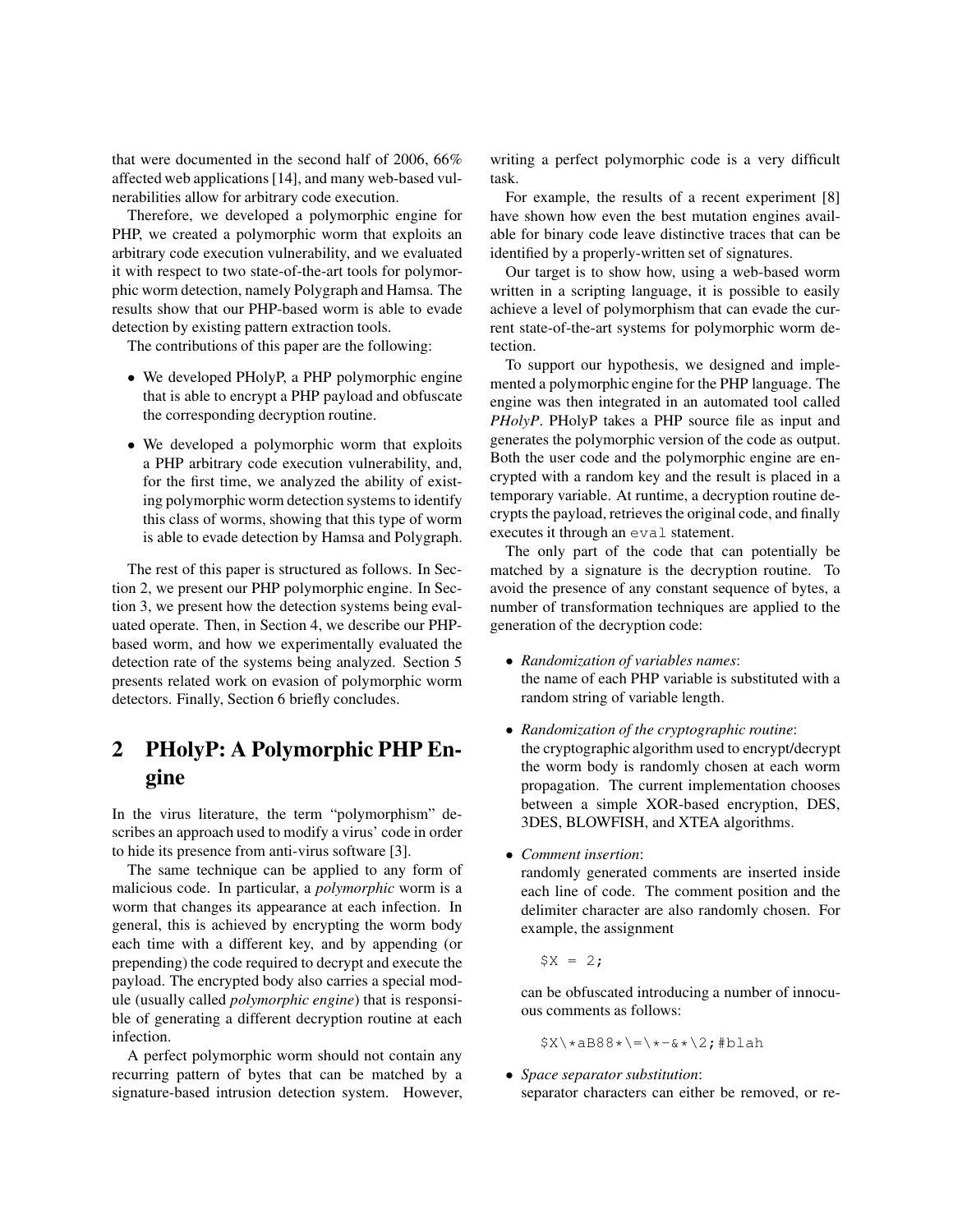that were documented in the second half of 2006, 66% affected web applications [14], and many web-based vulnerabilities allow for arbitrary code execution.

Therefore, we developed a polymorphic engine for PHP, we created a polymorphic worm that exploits an arbitrary code execution vulnerability, and we evaluated it with respect to two state-of-the-art tools for polymorphic worm detection, namely Polygraph and Hamsa. The results show that our PHP-based worm is able to evade detection by existing pattern extraction tools.

The contributions of this paper are the following:

- We developed PHolyP, a PHP polymorphic engine that is able to encrypt a PHP payload and obfuscate the corresponding decryption routine.
- We developed a polymorphic worm that exploits a PHP arbitrary code execution vulnerability, and, for the first time, we analyzed the ability of existing polymorphic worm detection systems to identify this class of worms, showing that this type of worm is able to evade detection by Hamsa and Polygraph.

The rest of this paper is structured as follows. In Section 2, we present our PHP polymorphic engine. In Section 3, we present how the detection systems being evaluated operate. Then, in Section 4, we describe our PHP-based worm, and how we experimentally evaluated the detection rate of the systems being analyzed. Section 5 presents related work on evasion of polymorphic worm detectors. Finally, Section 6 briefly concludes.

## 2 PHolyP: A Polymorphic PHP Engine

In the virus literature, the term "polymorphism" describes an approach used to modify a virus' code in order to hide its presence from anti-virus software [3].

The same technique can be applied to any form of malicious code. In particular, a *polymorphic* worm is a worm that changes its appearance at each infection. In general, this is achieved by encrypting the worm body each time with a different key, and by appending (or prepending) the code required to decrypt and execute the payload. The encrypted body also carries a special module (usually called *polymorphic engine*) that is responsible of generating a different decryption routine at each infection.

A perfect polymorphic worm should not contain any recurring pattern of bytes that can be matched by a signature-based intrusion detection system. However, writing a perfect polymorphic code is a very difficult task.

For example, the results of a recent experiment [8] have shown how even the best mutation engines available for binary code leave distinctive traces that can be identified by a properly-written set of signatures.

Our target is to show how, using a web-based worm written in a scripting language, it is possible to easily achieve a level of polymorphism that can evade the current state-of-the-art systems for polymorphic worm detection.

To support our hypothesis, we designed and implemented a polymorphic engine for the PHP language. The engine was then integrated in an automated tool called *PHolyP*. PHolyP takes a PHP source file as input and generates the polymorphic version of the code as output. Both the user code and the polymorphic engine are encrypted with a random key and the result is placed in a temporary variable. At runtime, a decryption routine decrypts the payload, retrieves the original code, and finally executes it through an `eval` statement.

The only part of the code that can potentially be matched by a signature is the decryption routine. To avoid the presence of any constant sequence of bytes, a number of transformation techniques are applied to the generation of the decryption code:

- *Randomization of variables names*:
  the name of each PHP variable is substituted with a random string of variable length.
- *Randomization of the cryptographic routine*:
  the cryptographic algorithm used to encrypt/decrypt the worm body is randomly chosen at each worm propagation. The current implementation chooses between a simple XOR-based encryption, DES, 3DES, BLOWFISH, and XTEA algorithms.
- *Comment insertion*:
  randomly generated comments are inserted inside each line of code. The comment position and the delimiter character are also randomly chosen. For example, the assignment

  ```
  $X = 2;
  ```

  can be obfuscated introducing a number of innocuous comments as follows:

  ```
  $X\*aB88*\=\*-&*\2;#blah
  ```

- *Space separator substitution*:
  separator characters can either be removed, or re-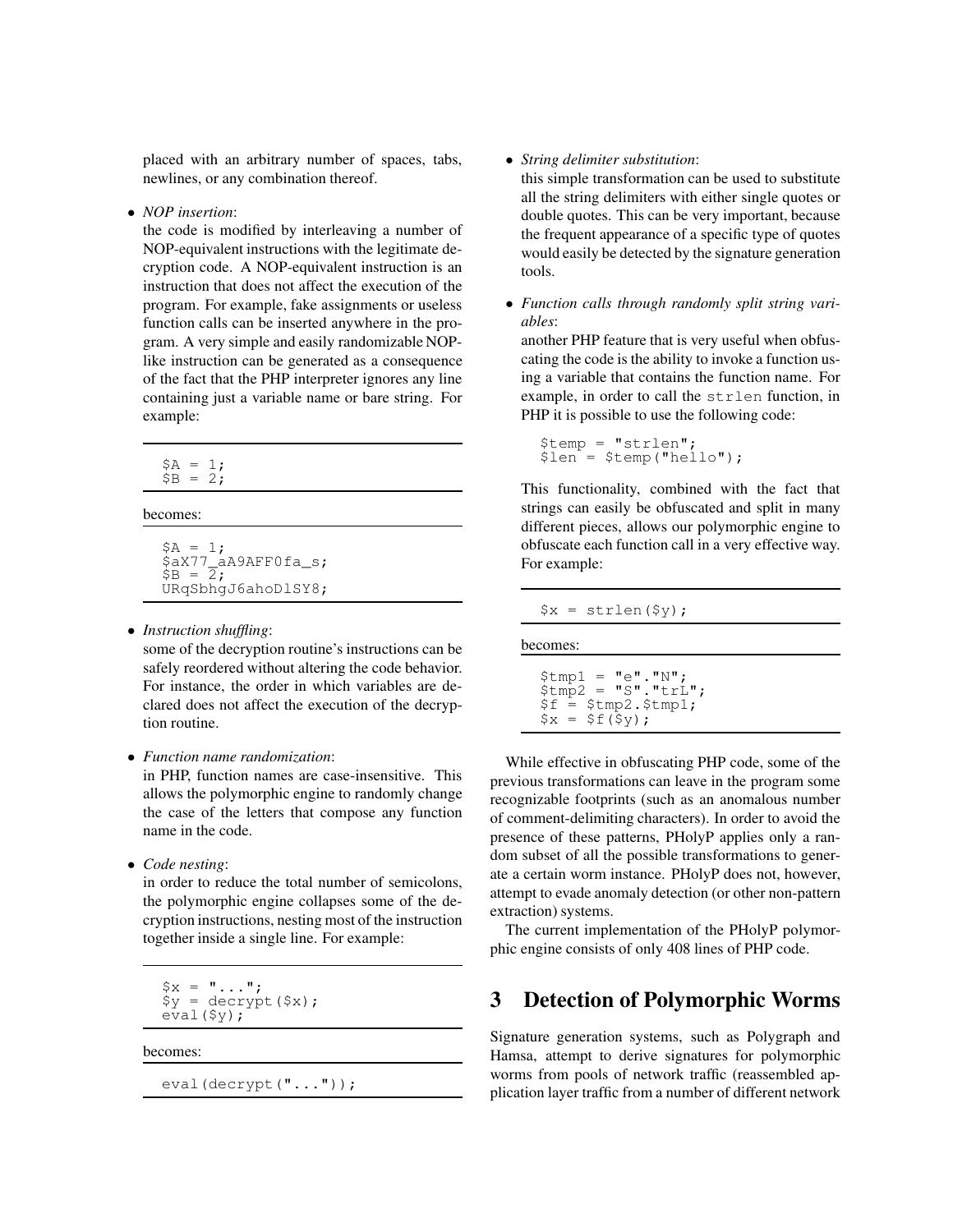placed with an arbitrary number of spaces, tabs, newlines, or any combination thereof.

- *NOP insertion*:
  the code is modified by interleaving a number of NOP-equivalent instructions with the legitimate decryption code. A NOP-equivalent instruction is an instruction that does not affect the execution of the program. For example, fake assignments or useless function calls can be inserted anywhere in the program. A very simple and easily randomizable NOP-like instruction can be generated as a consequence of the fact that the PHP interpreter ignores any line containing just a variable name or bare string. For example:

  ```
  $A = 1;
  $B = 2;
  ```

  becomes:

  ```
  $A = 1;
  $aX77_aA9AFF0fa_s;
  $B = 2;
  URqSbhgJ6ahoDlSY8;
  ```

- *Instruction shuffling*:
  some of the decryption routine's instructions can be safely reordered without altering the code behavior. For instance, the order in which variables are declared does not affect the execution of the decryption routine.

- *Function name randomization*:
  in PHP, function names are case-insensitive. This allows the polymorphic engine to randomly change the case of the letters that compose any function name in the code.

- *Code nesting*:
  in order to reduce the total number of semicolons, the polymorphic engine collapses some of the decryption instructions, nesting most of the instruction together inside a single line. For example:

  ```
  $x = "...";
  $y = decrypt($x);
  eval($y);
  ```

  becomes:

  ```
  eval(decrypt("..."));
  ```

- *String delimiter substitution*:
  this simple transformation can be used to substitute all the string delimiters with either single quotes or double quotes. This can be very important, because the frequent appearance of a specific type of quotes would easily be detected by the signature generation tools.

- *Function calls through randomly split string variables*:
  another PHP feature that is very useful when obfuscating the code is the ability to invoke a function using a variable that contains the function name. For example, in order to call the `strlen` function, in PHP it is possible to use the following code:

  ```
  $temp = "strlen";
  $len = $temp("hello");
  ```

  This functionality, combined with the fact that strings can easily be obfuscated and split in many different pieces, allows our polymorphic engine to obfuscate each function call in a very effective way. For example:

  ```
  $x = strlen($y);
  ```

  becomes:

  ```
  $tmp1 = "e"."N";
  $tmp2 = "S"."trL";
  $f = $tmp2.$tmp1;
  $x = $f($y);
  ```

While effective in obfuscating PHP code, some of the previous transformations can leave in the program some recognizable footprints (such as an anomalous number of comment-delimiting characters). In order to avoid the presence of these patterns, PHolyP applies only a random subset of all the possible transformations to generate a certain worm instance. PHolyP does not, however, attempt to evade anomaly detection (or other non-pattern extraction) systems.

The current implementation of the PHolyP polymorphic engine consists of only 408 lines of PHP code.

# 3 Detection of Polymorphic Worms

Signature generation systems, such as Polygraph and Hamsa, attempt to derive signatures for polymorphic worms from pools of network traffic (reassembled application layer traffic from a number of different network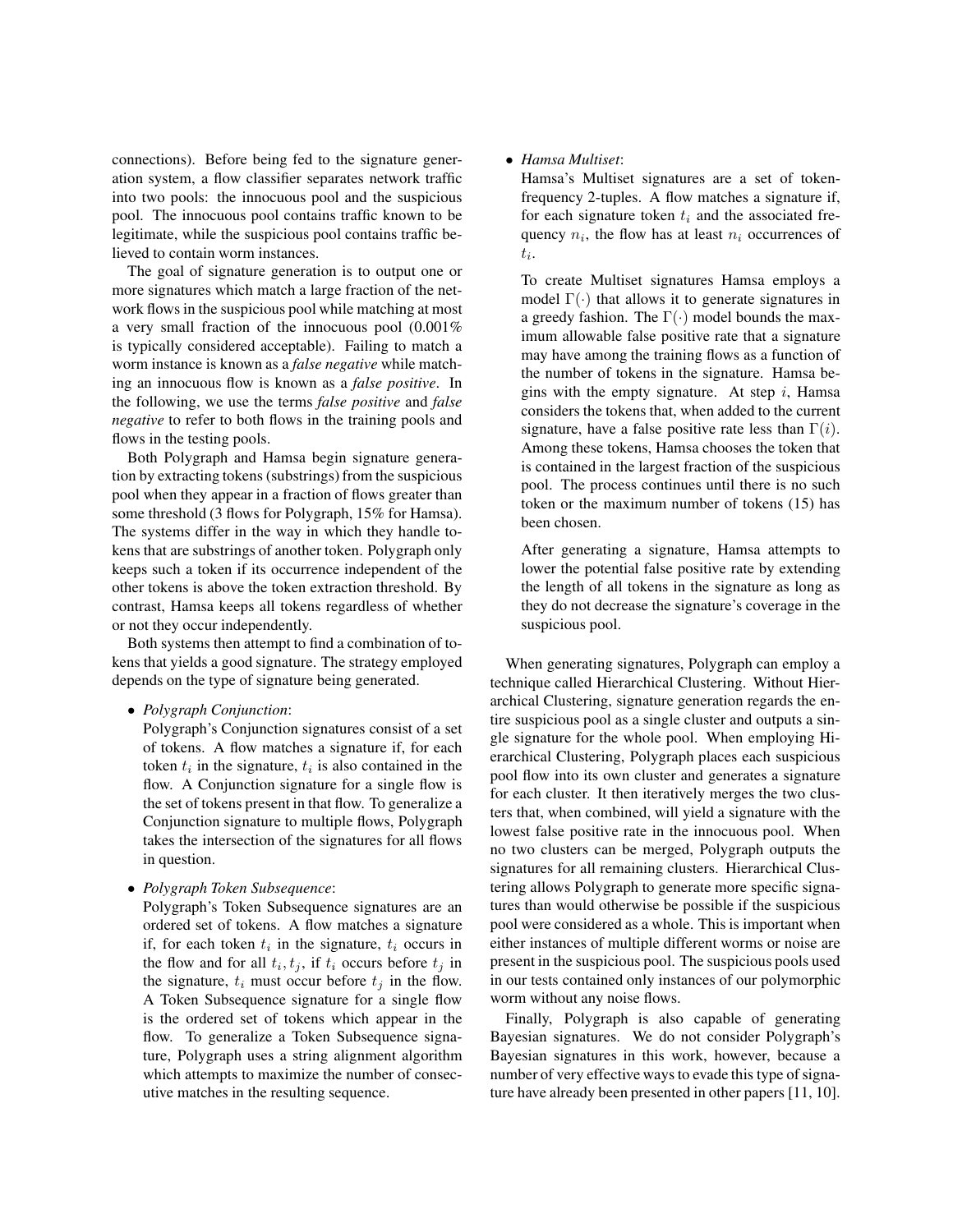connections). Before being fed to the signature generation system, a flow classifier separates network traffic into two pools: the innocuous pool and the suspicious pool. The innocuous pool contains traffic known to be legitimate, while the suspicious pool contains traffic believed to contain worm instances.

The goal of signature generation is to output one or more signatures which match a large fraction of the network flows in the suspicious pool while matching at most a very small fraction of the innocuous pool (0.001% is typically considered acceptable). Failing to match a worm instance is known as a *false negative* while matching an innocuous flow is known as a *false positive*. In the following, we use the terms *false positive* and *false negative* to refer to both flows in the training pools and flows in the testing pools.

Both Polygraph and Hamsa begin signature generation by extracting tokens (substrings) from the suspicious pool when they appear in a fraction of flows greater than some threshold (3 flows for Polygraph, 15% for Hamsa). The systems differ in the way in which they handle tokens that are substrings of another token. Polygraph only keeps such a token if its occurrence independent of the other tokens is above the token extraction threshold. By contrast, Hamsa keeps all tokens regardless of whether or not they occur independently.

Both systems then attempt to find a combination of tokens that yields a good signature. The strategy employed depends on the type of signature being generated.

- *Polygraph Conjunction*:
  Polygraph's Conjunction signatures consist of a set of tokens. A flow matches a signature if, for each token $t_i$ in the signature, $t_i$ is also contained in the flow. A Conjunction signature for a single flow is the set of tokens present in that flow. To generalize a Conjunction signature to multiple flows, Polygraph takes the intersection of the signatures for all flows in question.

- *Polygraph Token Subsequence*:
  Polygraph's Token Subsequence signatures are an ordered set of tokens. A flow matches a signature if, for each token $t_i$ in the signature, $t_i$ occurs in the flow and for all $t_i, t_j$, if $t_i$ occurs before $t_j$ in the signature, $t_i$ must occur before $t_j$ in the flow. A Token Subsequence signature for a single flow is the ordered set of tokens which appear in the flow. To generalize a Token Subsequence signature, Polygraph uses a string alignment algorithm which attempts to maximize the number of consecutive matches in the resulting sequence.

- *Hamsa Multiset*:
  Hamsa's Multiset signatures are a set of token-frequency 2-tuples. A flow matches a signature if, for each signature token $t_i$ and the associated frequency $n_i$, the flow has at least $n_i$ occurrences of $t_i$.

  To create Multiset signatures Hamsa employs a model $\Gamma(\cdot)$ that allows it to generate signatures in a greedy fashion. The $\Gamma(\cdot)$ model bounds the maximum allowable false positive rate that a signature may have among the training flows as a function of the number of tokens in the signature. Hamsa begins with the empty signature. At step $i$, Hamsa considers the tokens that, when added to the current signature, have a false positive rate less than $\Gamma(i)$. Among these tokens, Hamsa chooses the token that is contained in the largest fraction of the suspicious pool. The process continues until there is no such token or the maximum number of tokens (15) has been chosen.

  After generating a signature, Hamsa attempts to lower the potential false positive rate by extending the length of all tokens in the signature as long as they do not decrease the signature's coverage in the suspicious pool.

When generating signatures, Polygraph can employ a technique called Hierarchical Clustering. Without Hierarchical Clustering, signature generation regards the entire suspicious pool as a single cluster and outputs a single signature for the whole pool. When employing Hierarchical Clustering, Polygraph places each suspicious pool flow into its own cluster and generates a signature for each cluster. It then iteratively merges the two clusters that, when combined, will yield a signature with the lowest false positive rate in the innocuous pool. When no two clusters can be merged, Polygraph outputs the signatures for all remaining clusters. Hierarchical Clustering allows Polygraph to generate more specific signatures than would otherwise be possible if the suspicious pool were considered as a whole. This is important when either instances of multiple different worms or noise are present in the suspicious pool. The suspicious pools used in our tests contained only instances of our polymorphic worm without any noise flows.

Finally, Polygraph is also capable of generating Bayesian signatures. We do not consider Polygraph's Bayesian signatures in this work, however, because a number of very effective ways to evade this type of signature have already been presented in other papers [11, 10].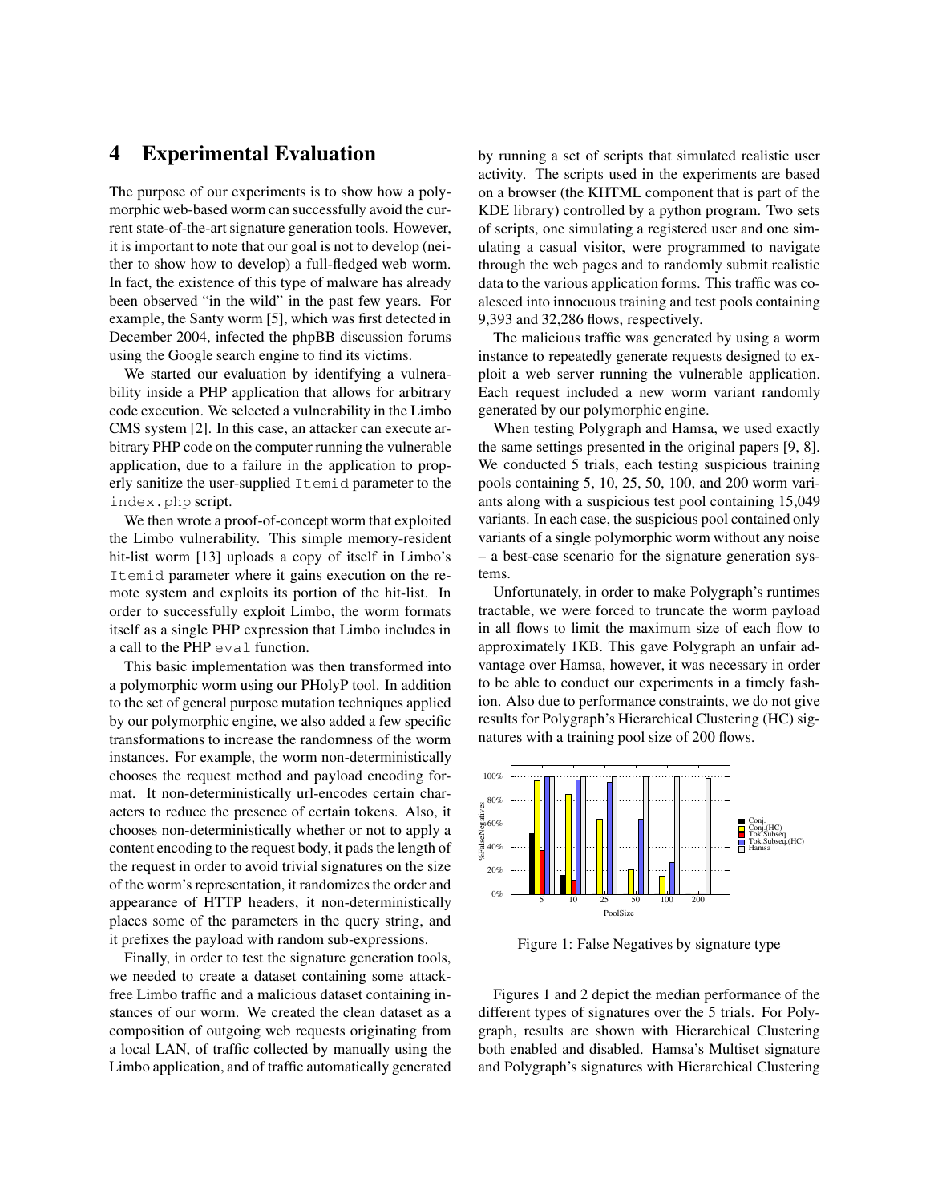# 4 Experimental Evaluation

The purpose of our experiments is to show how a polymorphic web-based worm can successfully avoid the current state-of-the-art signature generation tools. However, it is important to note that our goal is not to develop (neither to show how to develop) a full-fledged web worm. In fact, the existence of this type of malware has already been observed "in the wild" in the past few years. For example, the Santy worm [5], which was first detected in December 2004, infected the phpBB discussion forums using the Google search engine to find its victims.

We started our evaluation by identifying a vulnerability inside a PHP application that allows for arbitrary code execution. We selected a vulnerability in the Limbo CMS system [2]. In this case, an attacker can execute arbitrary PHP code on the computer running the vulnerable application, due to a failure in the application to properly sanitize the user-supplied `Itemid` parameter to the `index.php` script.

We then wrote a proof-of-concept worm that exploited the Limbo vulnerability. This simple memory-resident hit-list worm [13] uploads a copy of itself in Limbo's `Itemid` parameter where it gains execution on the remote system and exploits its portion of the hit-list. In order to successfully exploit Limbo, the worm formats itself as a single PHP expression that Limbo includes in a call to the PHP `eval` function.

This basic implementation was then transformed into a polymorphic worm using our PHolyP tool. In addition to the set of general purpose mutation techniques applied by our polymorphic engine, we also added a few specific transformations to increase the randomness of the worm instances. For example, the worm non-deterministically chooses the request method and payload encoding format. It non-deterministically url-encodes certain characters to reduce the presence of certain tokens. Also, it chooses non-deterministically whether or not to apply a content encoding to the request body, it pads the length of the request in order to avoid trivial signatures on the size of the worm's representation, it randomizes the order and appearance of HTTP headers, it non-deterministically places some of the parameters in the query string, and it prefixes the payload with random sub-expressions.

Finally, in order to test the signature generation tools, we needed to create a dataset containing some attack-free Limbo traffic and a malicious dataset containing instances of our worm. We created the clean dataset as a composition of outgoing web requests originating from a local LAN, of traffic collected by manually using the Limbo application, and of traffic automatically generated by running a set of scripts that simulated realistic user activity. The scripts used in the experiments are based on a browser (the KHTML component that is part of the KDE library) controlled by a python program. Two sets of scripts, one simulating a registered user and one simulating a casual visitor, were programmed to navigate through the web pages and to randomly submit realistic data to the various application forms. This traffic was coalesced into innocuous training and test pools containing 9,393 and 32,286 flows, respectively.

The malicious traffic was generated by using a worm instance to repeatedly generate requests designed to exploit a web server running the vulnerable application. Each request included a new worm variant randomly generated by our polymorphic engine.

When testing Polygraph and Hamsa, we used exactly the same settings presented in the original papers [9, 8]. We conducted 5 trials, each testing suspicious training pools containing 5, 10, 25, 50, 100, and 200 worm variants along with a suspicious test pool containing 15,049 variants. In each case, the suspicious pool contained only variants of a single polymorphic worm without any noise – a best-case scenario for the signature generation systems.

Unfortunately, in order to make Polygraph's runtimes tractable, we were forced to truncate the worm payload in all flows to limit the maximum size of each flow to approximately 1KB. This gave Polygraph an unfair advantage over Hamsa, however, it was necessary in order to be able to conduct our experiments in a timely fashion. Also due to performance constraints, we do not give results for Polygraph's Hierarchical Clustering (HC) signatures with a training pool size of 200 flows.

Figure 1: False Negatives by signature type

Figures 1 and 2 depict the median performance of the different types of signatures over the 5 trials. For Polygraph, results are shown with Hierarchical Clustering both enabled and disabled. Hamsa's Multiset signature and Polygraph's signatures with Hierarchical Clustering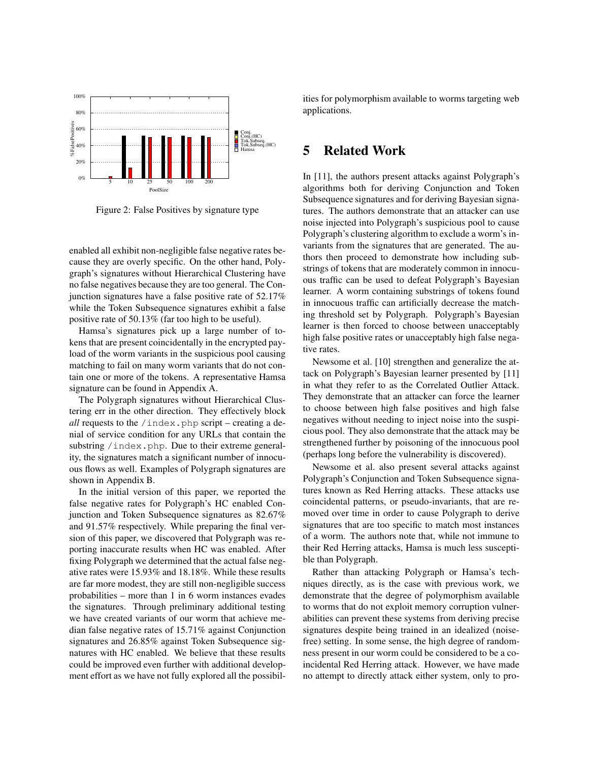Figure 2: False Positives by signature type

enabled all exhibit non-negligible false negative rates because they are overly specific. On the other hand, Polygraph's signatures without Hierarchical Clustering have no false negatives because they are too general. The Conjunction signatures have a false positive rate of 52.17% while the Token Subsequence signatures exhibit a false positive rate of 50.13% (far too high to be useful).

Hamsa's signatures pick up a large number of tokens that are present coincidentally in the encrypted payload of the worm variants in the suspicious pool causing matching to fail on many worm variants that do not contain one or more of the tokens. A representative Hamsa signature can be found in Appendix A.

The Polygraph signatures without Hierarchical Clustering err in the other direction. They effectively block *all* requests to the `/index.php` script – creating a denial of service condition for any URLs that contain the substring `/index.php`. Due to their extreme generality, the signatures match a significant number of innocuous flows as well. Examples of Polygraph signatures are shown in Appendix B.

In the initial version of this paper, we reported the false negative rates for Polygraph's HC enabled Conjunction and Token Subsequence signatures as 82.67% and 91.57% respectively. While preparing the final version of this paper, we discovered that Polygraph was reporting inaccurate results when HC was enabled. After fixing Polygraph we determined that the actual false negative rates were 15.93% and 18.18%. While these results are far more modest, they are still non-negligible success probabilities – more than 1 in 6 worm instances evades the signatures. Through preliminary additional testing we have created variants of our worm that achieve median false negative rates of 15.71% against Conjunction signatures and 26.85% against Token Subsequence signatures with HC enabled. We believe that these results could be improved even further with additional development effort as we have not fully explored all the possibilities for polymorphism available to worms targeting web applications.

# 5 Related Work

In [11], the authors present attacks against Polygraph's algorithms both for deriving Conjunction and Token Subsequence signatures and for deriving Bayesian signatures. The authors demonstrate that an attacker can use noise injected into Polygraph's suspicious pool to cause Polygraph's clustering algorithm to exclude a worm's invariants from the signatures that are generated. The authors then proceed to demonstrate how including substrings of tokens that are moderately common in innocuous traffic can be used to defeat Polygraph's Bayesian learner. A worm containing substrings of tokens found in innocuous traffic can artificially decrease the matching threshold set by Polygraph. Polygraph's Bayesian learner is then forced to choose between unacceptably high false positive rates or unacceptably high false negative rates.

Newsome et al. [10] strengthen and generalize the attack on Polygraph's Bayesian learner presented by [11] in what they refer to as the Correlated Outlier Attack. They demonstrate that an attacker can force the learner to choose between high false positives and high false negatives without needing to inject noise into the suspicious pool. They also demonstrate that the attack may be strengthened further by poisoning of the innocuous pool (perhaps long before the vulnerability is discovered).

Newsome et al. also present several attacks against Polygraph's Conjunction and Token Subsequence signatures known as Red Herring attacks. These attacks use coincidental patterns, or pseudo-invariants, that are removed over time in order to cause Polygraph to derive signatures that are too specific to match most instances of a worm. The authors note that, while not immune to their Red Herring attacks, Hamsa is much less susceptible than Polygraph.

Rather than attacking Polygraph or Hamsa's techniques directly, as is the case with previous work, we demonstrate that the degree of polymorphism available to worms that do not exploit memory corruption vulnerabilities can prevent these systems from deriving precise signatures despite being trained in an idealized (noise-free) setting. In some sense, the high degree of randomness present in our worm could be considered to be a coincidental Red Herring attack. However, we have made no attempt to directly attack either system, only to pro-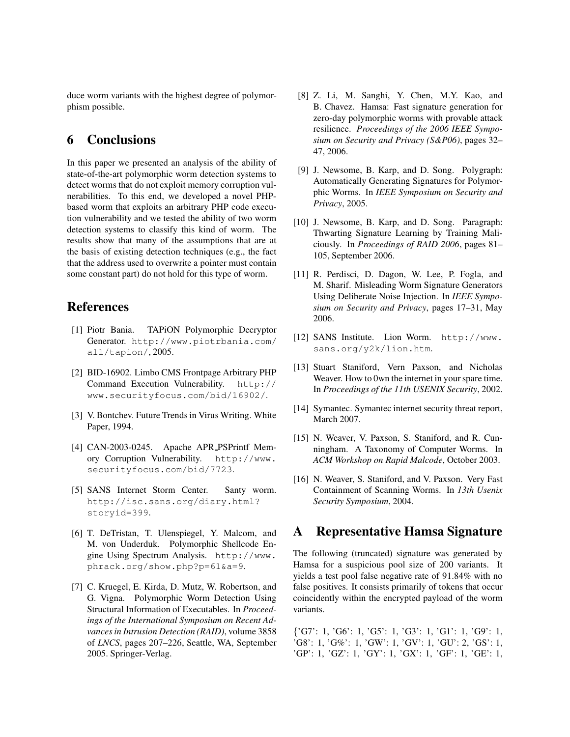duce worm variants with the highest degree of polymorphism possible.

## 6 Conclusions

In this paper we presented an analysis of the ability of state-of-the-art polymorphic worm detection systems to detect worms that do not exploit memory corruption vulnerabilities. To this end, we developed a novel PHP-based worm that exploits an arbitrary PHP code execution vulnerability and we tested the ability of two worm detection systems to classify this kind of worm. The results show that many of the assumptions that are at the basis of existing detection techniques (e.g., the fact that the address used to overwrite a pointer must contain some constant part) do not hold for this type of worm.

## References

[1] Piotr Bania. TAPiON Polymorphic Decryptor Generator. `http://www.piotrbania.com/all/tapion/`, 2005.

[2] BID-16902. Limbo CMS Frontpage Arbitrary PHP Command Execution Vulnerability. `http://www.securityfocus.com/bid/16902/`.

[3] V. Bontchev. Future Trends in Virus Writing. White Paper, 1994.

[4] CAN-2003-0245. Apache APR_PSPrintf Memory Corruption Vulnerability. `http://www.securityfocus.com/bid/7723`.

[5] SANS Internet Storm Center. Santy worm. `http://isc.sans.org/diary.html?storyid=399`.

[6] T. DeTristan, T. Ulenspiegel, Y. Malcom, and M. von Underduk. Polymorphic Shellcode Engine Using Spectrum Analysis. `http://www.phrack.org/show.php?p=61&a=9`.

[7] C. Kruegel, E. Kirda, D. Mutz, W. Robertson, and G. Vigna. Polymorphic Worm Detection Using Structural Information of Executables. In *Proceedings of the International Symposium on Recent Advances in Intrusion Detection (RAID)*, volume 3858 of *LNCS*, pages 207–226, Seattle, WA, September 2005. Springer-Verlag.

[8] Z. Li, M. Sanghi, Y. Chen, M.Y. Kao, and B. Chavez. Hamsa: Fast signature generation for zero-day polymorphic worms with provable attack resilience. *Proceedings of the 2006 IEEE Symposium on Security and Privacy (S&P06)*, pages 32–47, 2006.

[9] J. Newsome, B. Karp, and D. Song. Polygraph: Automatically Generating Signatures for Polymorphic Worms. In *IEEE Symposium on Security and Privacy*, 2005.

[10] J. Newsome, B. Karp, and D. Song. Paragraph: Thwarting Signature Learning by Training Maliciously. In *Proceedings of RAID 2006*, pages 81–105, September 2006.

[11] R. Perdisci, D. Dagon, W. Lee, P. Fogla, and M. Sharif. Misleading Worm Signature Generators Using Deliberate Noise Injection. In *IEEE Symposium on Security and Privacy*, pages 17–31, May 2006.

[12] SANS Institute. Lion Worm. `http://www.sans.org/y2k/lion.htm`.

[13] Stuart Staniford, Vern Paxson, and Nicholas Weaver. How to 0wn the internet in your spare time. In *Proceedings of the 11th USENIX Security*, 2002.

[14] Symantec. Symantec internet security threat report, March 2007.

[15] N. Weaver, V. Paxson, S. Staniford, and R. Cunningham. A Taxonomy of Computer Worms. In *ACM Workshop on Rapid Malcode*, October 2003.

[16] N. Weaver, S. Staniford, and V. Paxson. Very Fast Containment of Scanning Worms. In *13th Usenix Security Symposium*, 2004.

## A Representative Hamsa Signature

The following (truncated) signature was generated by Hamsa for a suspicious pool size of 200 variants. It yields a test pool false negative rate of 91.84% with no false positives. It consists primarily of tokens that occur coincidently within the encrypted payload of the worm variants.

{'G7': 1, 'G6': 1, 'G5': 1, 'G3': 1, 'G1': 1, 'G9': 1, 'G8': 1, 'G%': 1, 'GW': 1, 'GV': 1, 'GU': 2, 'GS': 1, 'GP': 1, 'GZ': 1, 'GY': 1, 'GX': 1, 'GF': 1, 'GE': 1,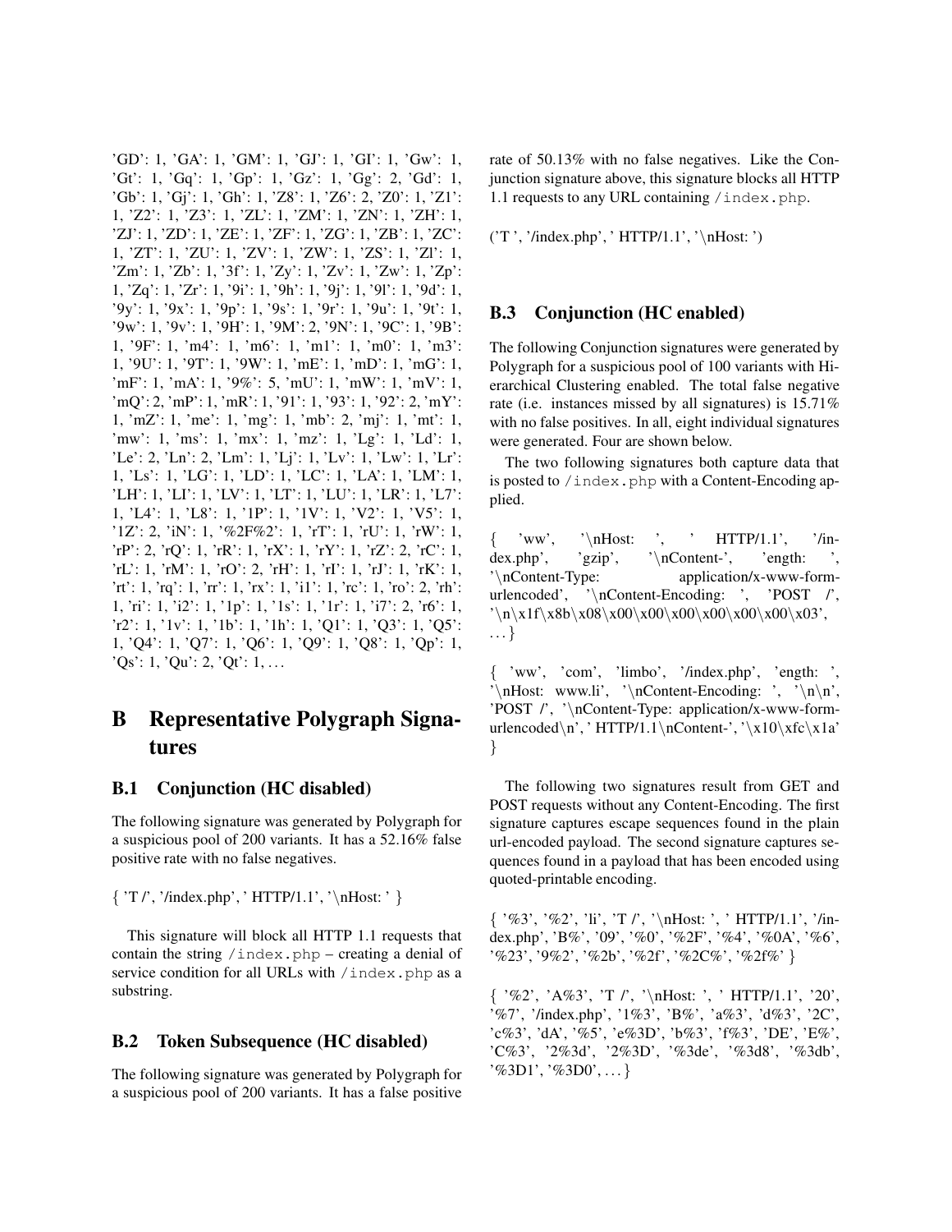'GD': 1, 'GA': 1, 'GM': 1, 'GJ': 1, 'GI': 1, 'Gw': 1, 'Gt': 1, 'Gq': 1, 'Gp': 1, 'Gz': 1, 'Gg': 2, 'Gd': 1, 'Gb': 1, 'Gj': 1, 'Gh': 1, 'Z8': 1, 'Z6': 2, 'Z0': 1, 'Z1': 1, 'Z2': 1, 'Z3': 1, 'ZL': 1, 'ZM': 1, 'ZN': 1, 'ZH': 1, 'ZJ': 1, 'ZD': 1, 'ZE': 1, 'ZF': 1, 'ZG': 1, 'ZB': 1, 'ZC': 1, 'ZT': 1, 'ZU': 1, 'ZV': 1, 'ZW': 1, 'ZS': 1, 'Zl': 1, 'Zm': 1, 'Zb': 1, '3f': 1, 'Zy': 1, 'Zv': 1, 'Zw': 1, 'Zp': 1, 'Zq': 1, 'Zr': 1, '9i': 1, '9h': 1, '9j': 1, '9l': 1, '9d': 1, '9y': 1, '9x': 1, '9p': 1, '9s': 1, '9r': 1, '9u': 1, '9t': 1, '9w': 1, '9v': 1, '9H': 1, '9M': 2, '9N': 1, '9C': 1, '9B': 1, '9F': 1, 'm4': 1, 'm6': 1, 'm1': 1, 'm0': 1, 'm3': 1, '9U': 1, '9T': 1, '9W': 1, 'mE': 1, 'mD': 1, 'mG': 1, 'mF': 1, 'mA': 1, '9%': 5, 'mU': 1, 'mW': 1, 'mV': 1, 'mQ': 2, 'mP': 1, 'mR': 1, '91': 1, '93': 1, '92': 2, 'mY': 1, 'mZ': 1, 'me': 1, 'mg': 1, 'mb': 2, 'mj': 1, 'mt': 1, 'mw': 1, 'ms': 1, 'mx': 1, 'mz': 1, 'Lg': 1, 'Ld': 1, 'Le': 2, 'Ln': 2, 'Lm': 1, 'Lj': 1, 'Lv': 1, 'Lw': 1, 'Lr': 1, 'Ls': 1, 'LG': 1, 'LD': 1, 'LC': 1, 'LA': 1, 'LM': 1, 'LH': 1, 'LI': 1, 'LV': 1, 'LT': 1, 'LU': 1, 'LR': 1, 'L7': 1, 'L4': 1, 'L8': 1, '1P': 1, '1V': 1, 'V2': 1, 'V5': 1, '1Z': 2, 'iN': 1, '%2F%2': 1, 'rT': 1, 'rU': 1, 'rW': 1, 'rP': 2, 'rQ': 1, 'rR': 1, 'rX': 1, 'rY': 1, 'rZ': 2, 'rC': 1, 'rL': 1, 'rM': 1, 'rO': 2, 'rH': 1, 'rI': 1, 'rJ': 1, 'rK': 1, 'rt': 1, 'rq': 1, 'rr': 1, 'rx': 1, 'i1': 1, 'rc': 1, 'ro': 2, 'rh': 1, 'ri': 1, 'i2': 1, '1p': 1, '1s': 1, '1r': 1, 'i7': 2, 'r6': 1, 'r2': 1, '1v': 1, '1b': 1, '1h': 1, 'Q1': 1, 'Q3': 1, 'Q5': 1, 'Q4': 1, 'Q7': 1, 'Q6': 1, 'Q9': 1, 'Q8': 1, 'Qp': 1, 'Qs': 1, 'Qu': 2, 'Qt': 1, . . .

# B Representative Polygraph Signatures

## B.1 Conjunction (HC disabled)

The following signature was generated by Polygraph for a suspicious pool of 200 variants. It has a 52.16% false positive rate with no false negatives.

{ 'T /', '/index.php', ' HTTP/1.1', '\nHost: ' }

This signature will block all HTTP 1.1 requests that contain the string `/index.php` – creating a denial of service condition for all URLs with `/index.php` as a substring.

## B.2 Token Subsequence (HC disabled)

The following signature was generated by Polygraph for a suspicious pool of 200 variants. It has a false positive rate of 50.13% with no false negatives. Like the Conjunction signature above, this signature blocks all HTTP 1.1 requests to any URL containing `/index.php`.

('T ', '/index.php', ' HTTP/1.1', '\nHost: ')

## B.3 Conjunction (HC enabled)

The following Conjunction signatures were generated by Polygraph for a suspicious pool of 100 variants with Hierarchical Clustering enabled. The total false negative rate (i.e. instances missed by all signatures) is 15.71% with no false positives. In all, eight individual signatures were generated. Four are shown below.

The two following signatures both capture data that is posted to `/index.php` with a Content-Encoding applied.

{ 'ww', '\nHost: ', ' HTTP/1.1', '/index.php', 'gzip', '\nContent-', 'ength: ', '\nContent-Type: application/x-www-form-urlencoded', '\nContent-Encoding: ', 'POST /', '\n\x1f\x8b\x08\x00\x00\x00\x00\x00\x00\x03', . . .}

{ 'ww', 'com', 'limbo', '/index.php', 'ength: ', '\nHost: www.li', '\nContent-Encoding: ', '\n\n', 'POST /', '\nContent-Type: application/x-www-form-urlencoded\n', ' HTTP/1.1\nContent-', '\x10\xfc\x1a' }

The following two signatures result from GET and POST requests without any Content-Encoding. The first signature captures escape sequences found in the plain url-encoded payload. The second signature captures sequences found in a payload that has been encoded using quoted-printable encoding.

{ '%3', '%2', 'li', 'T /', '\nHost: ', ' HTTP/1.1', '/index.php', 'B%', '09', '%0', '%2F', '%4', '%0A', '%6', '%23', '9%2', '%2b', '%2f', '%2C%', '%2f%' }

{ '%2', 'A%3', 'T /', '\nHost: ', ' HTTP/1.1', '20', '%7', '/index.php', '1%3', 'B%', 'a%3', 'd%3', '2C', 'c%3', 'dA', '%5', 'e%3D', 'b%3', 'f%3', 'DE', 'E%', 'C%3', '2%3d', '2%3D', '%3de', '%3d8', '%3db', '%3D1', '%3D0', . . .}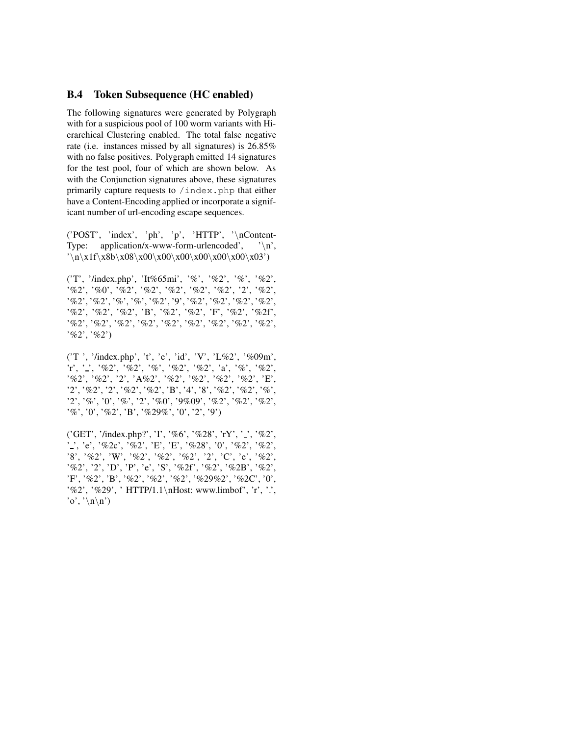### B.4 Token Subsequence (HC enabled)

The following signatures were generated by Polygraph with for a suspicious pool of 100 worm variants with Hierarchical Clustering enabled. The total false negative rate (i.e. instances missed by all signatures) is 26.85% with no false positives. Polygraph emitted 14 signatures for the test pool, four of which are shown below. As with the Conjunction signatures above, these signatures primarily capture requests to `/index.php` that either have a Content-Encoding applied or incorporate a significant number of url-encoding escape sequences.

('POST', 'index', 'ph', 'p', 'HTTP', '\nContent-Type: application/x-www-form-urlencoded', '\n', '\n\x1f\x8b\x08\x00\x00\x00\x00\x00\x00\x03')

('T', '/index.php', 'It%65mi', '%', '%2', '%', '%2', '%2', '%0', '%2', '%2', '%2', '%2', '%2', '2', '%2', '%2', '%2', '%', '%', '%2', '9', '%2', '%2', '%2', '%2', '%2', '%2', '%2', 'B', '%2', '%2', 'F', '%2', '%2f', '%2', '%2', '%2', '%2', '%2', '%2', '%2', '%2', '%2', '%2', '%2')

('T ', '/index.php', 't', 'e', 'id', 'V', 'L%2', '%09m', 'r', '_', '%2', '%2', '%', '%2', '%2', 'a', '%', '%2', '%2', '%2', '2', 'A%2', '%2', '%2', '%2', '%2', 'E', '2', '%2', '2', '%2', '%2', 'B', '4', '8', '%2', '%2', '%', '2', '%', '0', '%', '2', '%0', '9%09', '%2', '%2', '%2', '%', '0', '%2', 'B', '%29%', '0', '2', '9')

('GET', '/index.php?', 'I', '%6', '%28', 'rY', '_', '%2', '_', 'e', '%2c', '%2', 'E', 'E', '%28', '0', '%2', '%2', '8', '%2', 'W', '%2', '%2', '%2', '2', 'C', 'e', '%2', '%2', '2', 'D', 'P', 'e', 'S', '%2f', '%2', '%2B', '%2', 'F', '%2', 'B', '%2', '%2', '%2', '%29%2', '%2C', '0', '%2', '%29', ' HTTP/1.1\nHost: www.limbof', 'r', '.', 'o', '\n\n')